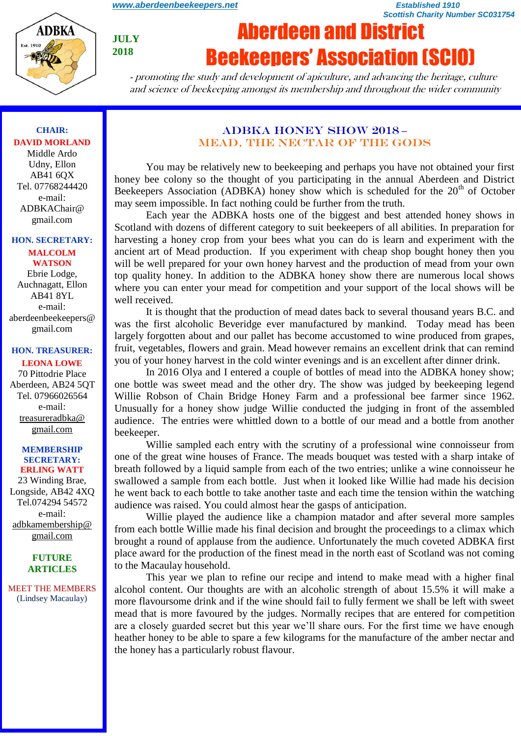www.aberdeenbeekeepers.net

Established 1910
Scottish Charity Number SC031754

JULY 2018

# Aberdeen and District Beekeepers' Association (SCIO)

*- promoting the study and development of apiculture, and advancing the heritage, culture and science of beekeeping amongst its membership and throughout the wider community*

**CHAIR:**
**DAVID MORLAND**
Middle Ardo
Udny, Ellon
AB41 6QX
Tel. 07768244420
e-mail:
ADBKAChair@gmail.com

**HON. SECRETARY:**
**MALCOLM WATSON**
Ebrie Lodge,
Auchnagatt, Ellon
AB41 8YL
e-mail:
aberdeenbeekeepers@gmail.com

**HON. TREASURER:**
**LEONA LOWE**
70 Pittodrie Place
Aberdeen, AB24 5QT
Tel. 07966026564
e-mail:
treasureradbka@gmail.com

**MEMBERSHIP SECRETARY:**
**ERLING WATT**
23 Winding Brae,
Longside, AB42 4XQ
Tel.074294 54572
e-mail:
adbkamembership@gmail.com

**FUTURE ARTICLES**

MEET THE MEMBERS
(Lindsey Macaulay)

## ADBKA HONEY SHOW 2018 – MEAD, THE NECTAR OF THE GODS

You may be relatively new to beekeeping and perhaps you have not obtained your first honey bee colony so the thought of you participating in the annual Aberdeen and District Beekeepers Association (ADBKA) honey show which is scheduled for the 20th of October may seem impossible. In fact nothing could be further from the truth.

Each year the ADBKA hosts one of the biggest and best attended honey shows in Scotland with dozens of different category to suit beekeepers of all abilities. In preparation for harvesting a honey crop from your bees what you can do is learn and experiment with the ancient art of Mead production. If you experiment with cheap shop bought honey then you will be well prepared for your own honey harvest and the production of mead from your own top quality honey. In addition to the ADBKA honey show there are numerous local shows where you can enter your mead for competition and your support of the local shows will be well received.

It is thought that the production of mead dates back to several thousand years B.C. and was the first alcoholic Beveridge ever manufactured by mankind. Today mead has been largely forgotten about and our pallet has become accustomed to wine produced from grapes, fruit, vegetables, flowers and grain. Mead however remains an excellent drink that can remind you of your honey harvest in the cold winter evenings and is an excellent after dinner drink.

In 2016 Olya and I entered a couple of bottles of mead into the ADBKA honey show; one bottle was sweet mead and the other dry. The show was judged by beekeeping legend Willie Robson of Chain Bridge Honey Farm and a professional bee farmer since 1962. Unusually for a honey show judge Willie conducted the judging in front of the assembled audience. The entries were whittled down to a bottle of our mead and a bottle from another beekeeper.

Willie sampled each entry with the scrutiny of a professional wine connoisseur from one of the great wine houses of France. The meads bouquet was tested with a sharp intake of breath followed by a liquid sample from each of the two entries; unlike a wine connoisseur he swallowed a sample from each bottle. Just when it looked like Willie had made his decision he went back to each bottle to take another taste and each time the tension within the watching audience was raised. You could almost hear the gasps of anticipation.

Willie played the audience like a champion matador and after several more samples from each bottle Willie made his final decision and brought the proceedings to a climax which brought a round of applause from the audience. Unfortunately the much coveted ADBKA first place award for the production of the finest mead in the north east of Scotland was not coming to the Macaulay household.

This year we plan to refine our recipe and intend to make mead with a higher final alcohol content. Our thoughts are with an alcoholic strength of about 15.5% it will make a more flavoursome drink and if the wine should fail to fully ferment we shall be left with sweet mead that is more favoured by the judges. Normally recipes that are entered for competition are a closely guarded secret but this year we'll share ours. For the first time we have enough heather honey to be able to spare a few kilograms for the manufacture of the amber nectar and the honey has a particularly robust flavour.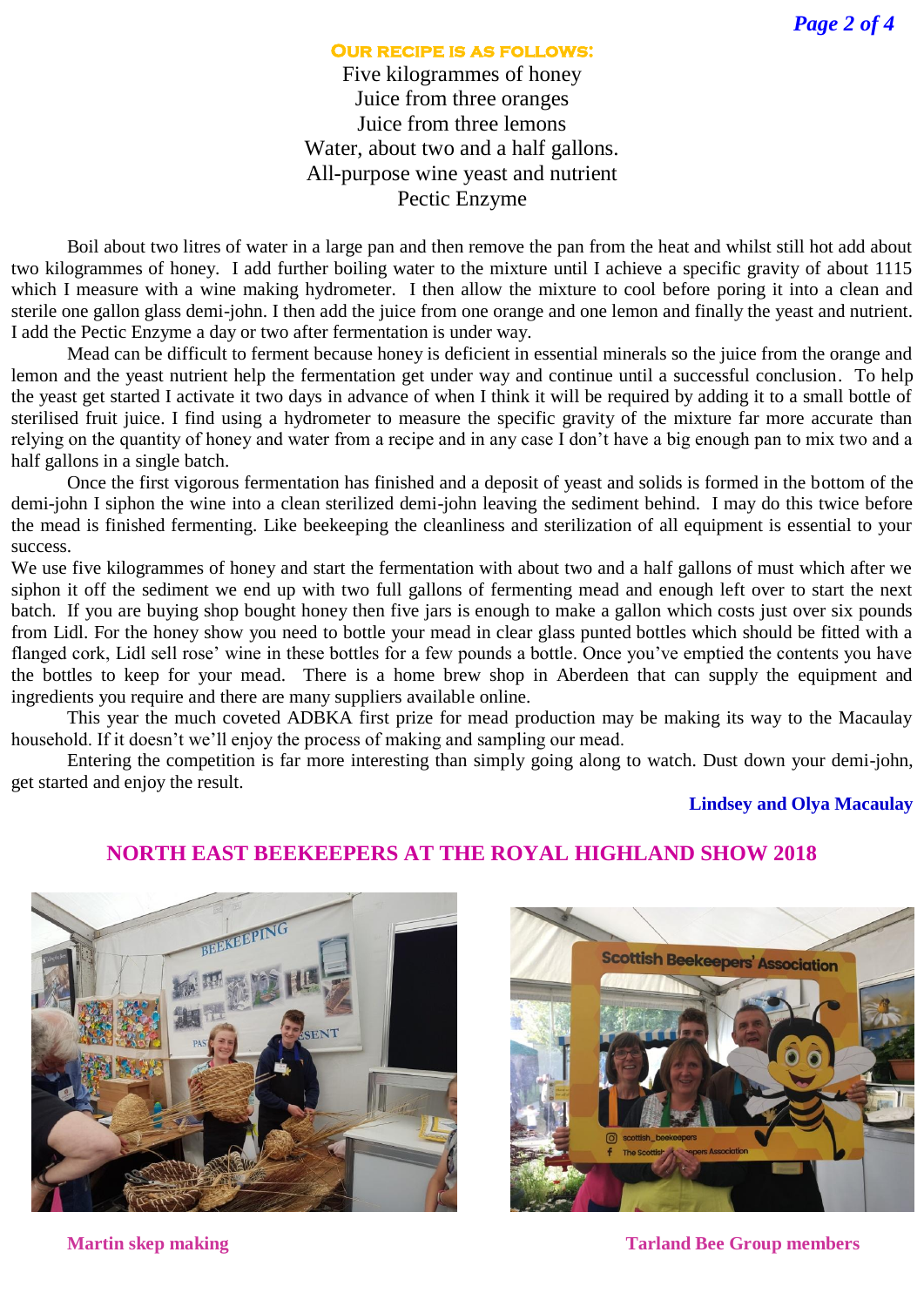**Our recipe is as follows:**

Five kilogrammes of honey
Juice from three oranges
Juice from three lemons
Water, about two and a half gallons.
All-purpose wine yeast and nutrient
Pectic Enzyme

Boil about two litres of water in a large pan and then remove the pan from the heat and whilst still hot add about two kilogrammes of honey. I add further boiling water to the mixture until I achieve a specific gravity of about 1115 which I measure with a wine making hydrometer. I then allow the mixture to cool before poring it into a clean and sterile one gallon glass demi-john. I then add the juice from one orange and one lemon and finally the yeast and nutrient. I add the Pectic Enzyme a day or two after fermentation is under way.

Mead can be difficult to ferment because honey is deficient in essential minerals so the juice from the orange and lemon and the yeast nutrient help the fermentation get under way and continue until a successful conclusion. To help the yeast get started I activate it two days in advance of when I think it will be required by adding it to a small bottle of sterilised fruit juice. I find using a hydrometer to measure the specific gravity of the mixture far more accurate than relying on the quantity of honey and water from a recipe and in any case I don't have a big enough pan to mix two and a half gallons in a single batch.

Once the first vigorous fermentation has finished and a deposit of yeast and solids is formed in the bottom of the demi-john I siphon the wine into a clean sterilized demi-john leaving the sediment behind. I may do this twice before the mead is finished fermenting. Like beekeeping the cleanliness and sterilization of all equipment is essential to your success.

We use five kilogrammes of honey and start the fermentation with about two and a half gallons of must which after we siphon it off the sediment we end up with two full gallons of fermenting mead and enough left over to start the next batch. If you are buying shop bought honey then five jars is enough to make a gallon which costs just over six pounds from Lidl. For the honey show you need to bottle your mead in clear glass punted bottles which should be fitted with a flanged cork, Lidl sell rose' wine in these bottles for a few pounds a bottle. Once you've emptied the contents you have the bottles to keep for your mead. There is a home brew shop in Aberdeen that can supply the equipment and ingredients you require and there are many suppliers available online.

This year the much coveted ADBKA first prize for mead production may be making its way to the Macaulay household. If it doesn't we'll enjoy the process of making and sampling our mead.

Entering the competition is far more interesting than simply going along to watch. Dust down your demi-john, get started and enjoy the result.

**Lindsey and Olya Macaulay**

## NORTH EAST BEEKEEPERS AT THE ROYAL HIGHLAND SHOW 2018

**Martin skep making**

**Tarland Bee Group members**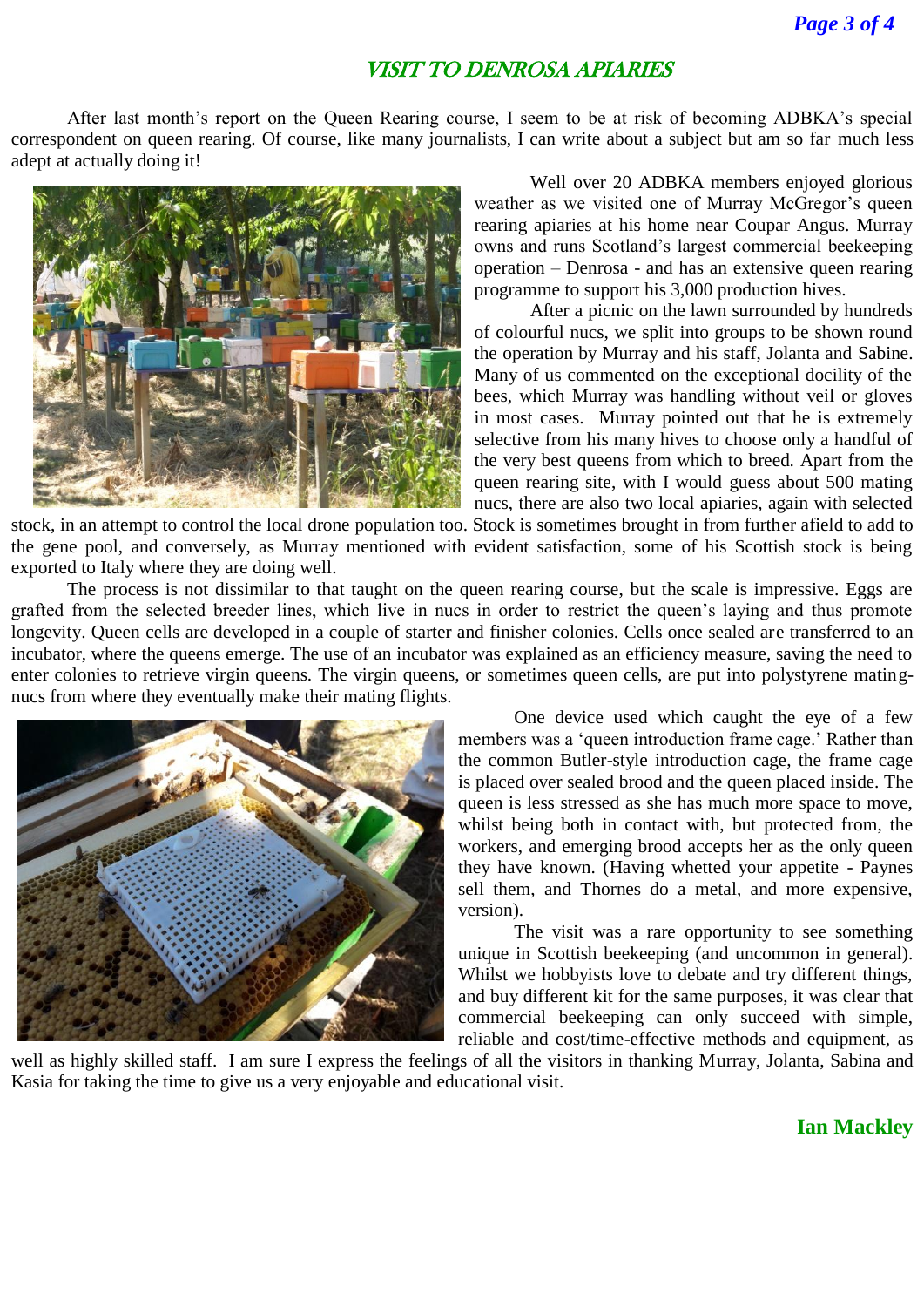## *VISIT TO DENROSA APIARIES*

After last month's report on the Queen Rearing course, I seem to be at risk of becoming ADBKA's special correspondent on queen rearing. Of course, like many journalists, I can write about a subject but am so far much less adept at actually doing it!

Well over 20 ADBKA members enjoyed glorious weather as we visited one of Murray McGregor's queen rearing apiaries at his home near Coupar Angus. Murray owns and runs Scotland's largest commercial beekeeping operation – Denrosa - and has an extensive queen rearing programme to support his 3,000 production hives.

After a picnic on the lawn surrounded by hundreds of colourful nucs, we split into groups to be shown round the operation by Murray and his staff, Jolanta and Sabine. Many of us commented on the exceptional docility of the bees, which Murray was handling without veil or gloves in most cases. Murray pointed out that he is extremely selective from his many hives to choose only a handful of the very best queens from which to breed. Apart from the queen rearing site, with I would guess about 500 mating nucs, there are also two local apiaries, again with selected stock, in an attempt to control the local drone population too. Stock is sometimes brought in from further afield to add to the gene pool, and conversely, as Murray mentioned with evident satisfaction, some of his Scottish stock is being exported to Italy where they are doing well.

The process is not dissimilar to that taught on the queen rearing course, but the scale is impressive. Eggs are grafted from the selected breeder lines, which live in nucs in order to restrict the queen's laying and thus promote longevity. Queen cells are developed in a couple of starter and finisher colonies. Cells once sealed are transferred to an incubator, where the queens emerge. The use of an incubator was explained as an efficiency measure, saving the need to enter colonies to retrieve virgin queens. The virgin queens, or sometimes queen cells, are put into polystyrene mating-nucs from where they eventually make their mating flights.

One device used which caught the eye of a few members was a 'queen introduction frame cage.' Rather than the common Butler-style introduction cage, the frame cage is placed over sealed brood and the queen placed inside. The queen is less stressed as she has much more space to move, whilst being both in contact with, but protected from, the workers, and emerging brood accepts her as the only queen they have known. (Having whetted your appetite - Paynes sell them, and Thornes do a metal, and more expensive, version).

The visit was a rare opportunity to see something unique in Scottish beekeeping (and uncommon in general). Whilst we hobbyists love to debate and try different things, and buy different kit for the same purposes, it was clear that commercial beekeeping can only succeed with simple, reliable and cost/time-effective methods and equipment, as well as highly skilled staff. I am sure I express the feelings of all the visitors in thanking Murray, Jolanta, Sabina and Kasia for taking the time to give us a very enjoyable and educational visit.

**Ian Mackley**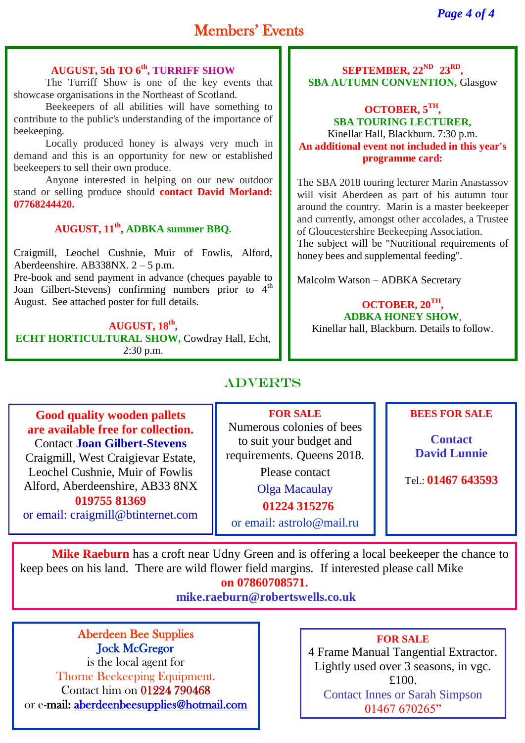# Members' Events

**AUGUST, 5th TO 6th, TURRIFF SHOW**

The Turriff Show is one of the key events that showcase organisations in the Northeast of Scotland.

Beekeepers of all abilities will have something to contribute to the public's understanding of the importance of beekeeping.

Locally produced honey is always very much in demand and this is an opportunity for new or established beekeepers to sell their own produce.

Anyone interested in helping on our new outdoor stand or selling produce should **contact David Morland: 07768244420.**

**AUGUST, 11th, ADBKA summer BBQ.**

Craigmill, Leochel Cushnie, Muir of Fowlis, Alford, Aberdeenshire. AB338NX. 2 – 5 p.m.

Pre-book and send payment in advance (cheques payable to Joan Gilbert-Stevens) confirming numbers prior to 4th August. See attached poster for full details.

**AUGUST, 18th,**
**ECHT HORTICULTURAL SHOW,** Cowdray Hall, Echt, 2:30 p.m.

**SEPTEMBER, 22ND 23RD,**
**SBA AUTUMN CONVENTION,** Glasgow

**OCTOBER, 5TH,**
**SBA TOURING LECTURER,**
Kinellar Hall, Blackburn. 7:30 p.m.
**An additional event not included in this year's programme card:**

The SBA 2018 touring lecturer Marin Anastassov will visit Aberdeen as part of his autumn tour around the country. Marin is a master beekeeper and currently, amongst other accolades, a Trustee of Gloucestershire Beekeeping Association.
The subject will be "Nutritional requirements of honey bees and supplemental feeding".

Malcolm Watson – ADBKA Secretary

**OCTOBER, 20TH,**
**ADBKA HONEY SHOW,**
Kinellar hall, Blackburn. Details to follow.

## ADVERTS

**Good quality wooden pallets are available free for collection.**
Contact **Joan Gilbert-Stevens**
Craigmill, West Craigievar Estate, Leochel Cushnie, Muir of Fowlis
Alford, Aberdeenshire, AB33 8NX
**019755 81369**
or email: craigmill@btinternet.com

**FOR SALE**
Numerous colonies of bees to suit your budget and requirements. Queens 2018.
Please contact
Olga Macaulay
**01224 315276**
or email: astrolo@mail.ru

**BEES FOR SALE**

**Contact**
**David Lunnie**

Tel.: **01467 643593**

**Mike Raeburn** has a croft near Udny Green and is offering a local beekeeper the chance to keep bees on his land. There are wild flower field margins. If interested please call Mike **on 07860708571.**
**mike.raeburn@robertswells.co.uk**

Aberdeen Bee Supplies
Jock McGregor
is the local agent for
Thorne Beekeeping Equipment.
Contact him on 01224 790468
or e-mail: aberdeenbeesupplies@hotmail.com

**FOR SALE**
4 Frame Manual Tangential Extractor.
Lightly used over 3 seasons, in vgc.
£100.
Contact Innes or Sarah Simpson
01467 670265"